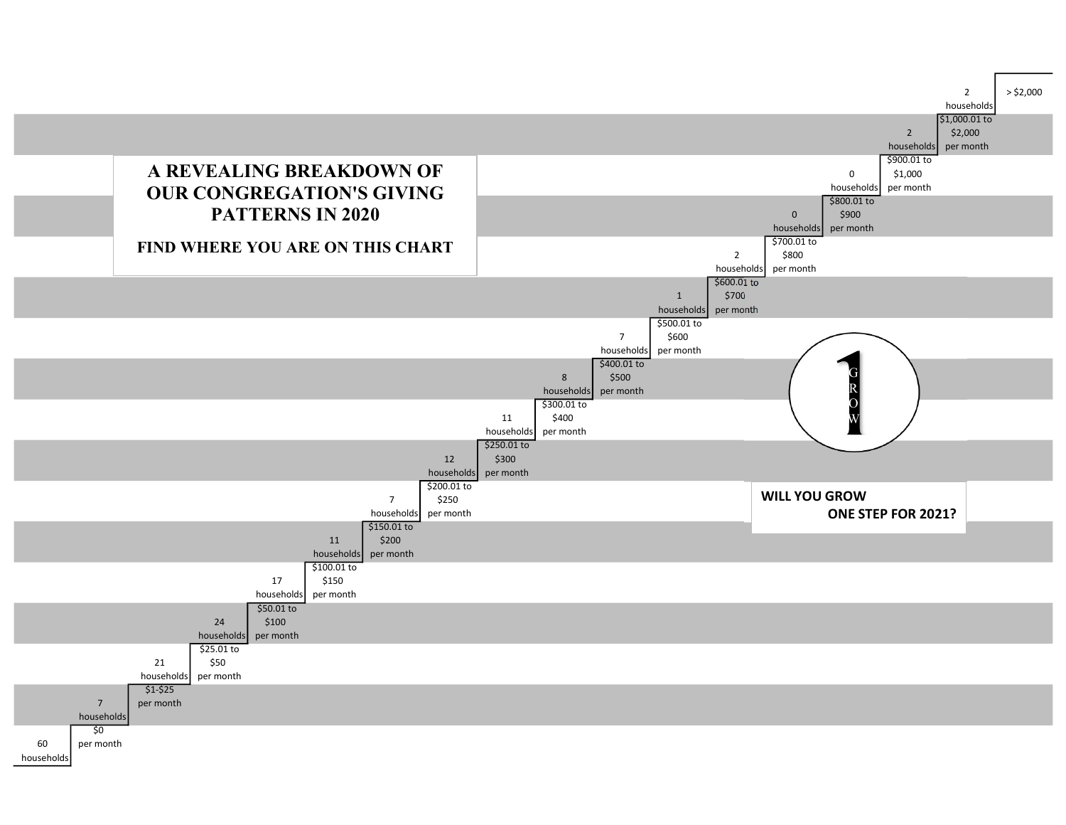# A REVEALING BREAKDOWN OF OUR CONGREGATION'S GIVING PATTERNS IN 2020

## FIND WHERE YOU ARE ON THIS CHART

| Households | Giving |
|---|---|
| 60 households | $0 per month |
| 7 households | $1-$25 per month |
| 21 households | $25.01 to $50 per month |
| 24 households | $50.01 to $100 per month |
| 17 households | $100.01 to $150 per month |
| 11 households | $150.01 to $200 per month |
| 7 households | $200.01 to $250 per month |
| 12 households | $250.01 to $300 per month |
| 11 households | $300.01 to $400 per month |
| 8 households | $400.01 to $500 per month |
| 7 households | $500.01 to $600 per month |
| 1 households | $600.01 to $700 per month |
| 2 households | $700.01 to $800 per month |
| 0 households | $800.01 to $900 per month |
| 0 households | $900.01 to $1,000 per month |
| 2 households | $1,000.01 to $2,000 per month |
| 2 households | > $2,000 |

1 GROW

**WILL YOU GROW ONE STEP FOR 2021?**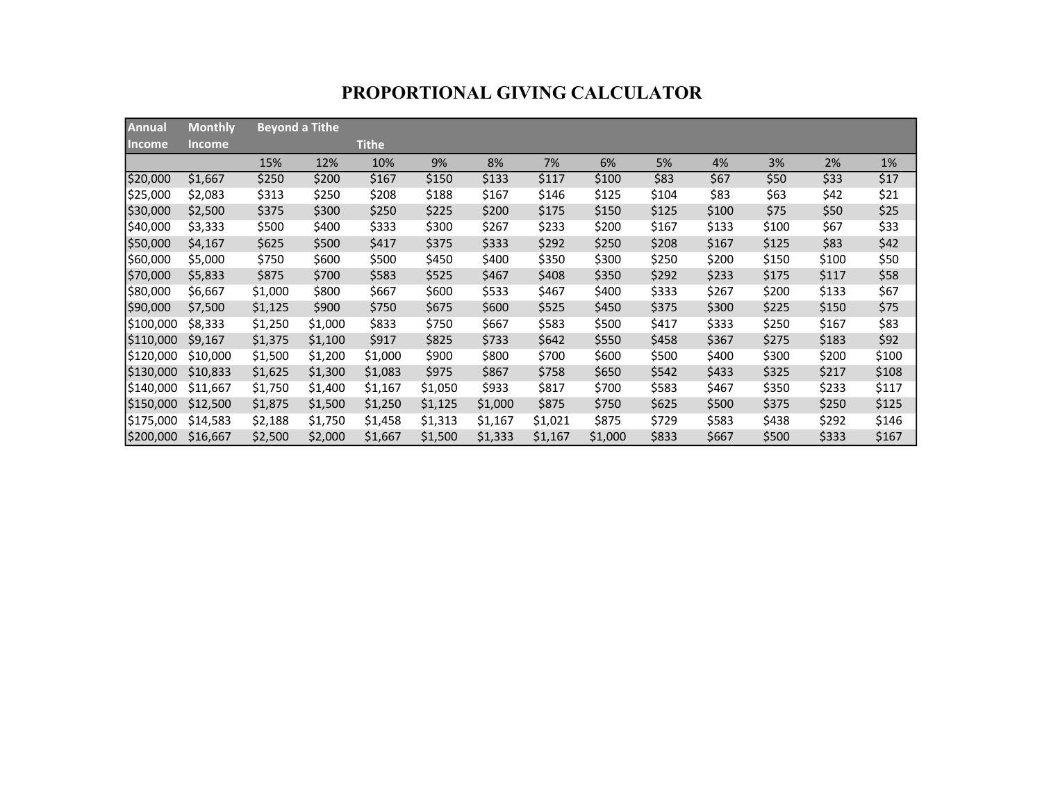# PROPORTIONAL GIVING CALCULATOR

| Annual Income | Monthly Income | Beyond a Tithe | | Tithe | | | | | | | | | |
|---|---|---|---|---|---|---|---|---|---|---|---|---|---|
| | | 15% | 12% | 10% | 9% | 8% | 7% | 6% | 5% | 4% | 3% | 2% | 1% |
| $20,000 | $1,667 | $250 | $200 | $167 | $150 | $133 | $117 | $100 | $83 | $67 | $50 | $33 | $17 |
| $25,000 | $2,083 | $313 | $250 | $208 | $188 | $167 | $146 | $125 | $104 | $83 | $63 | $42 | $21 |
| $30,000 | $2,500 | $375 | $300 | $250 | $225 | $200 | $175 | $150 | $125 | $100 | $75 | $50 | $25 |
| $40,000 | $3,333 | $500 | $400 | $333 | $300 | $267 | $233 | $200 | $167 | $133 | $100 | $67 | $33 |
| $50,000 | $4,167 | $625 | $500 | $417 | $375 | $333 | $292 | $250 | $208 | $167 | $125 | $83 | $42 |
| $60,000 | $5,000 | $750 | $600 | $500 | $450 | $400 | $350 | $300 | $250 | $200 | $150 | $100 | $50 |
| $70,000 | $5,833 | $875 | $700 | $583 | $525 | $467 | $408 | $350 | $292 | $233 | $175 | $117 | $58 |
| $80,000 | $6,667 | $1,000 | $800 | $667 | $600 | $533 | $467 | $400 | $333 | $267 | $200 | $133 | $67 |
| $90,000 | $7,500 | $1,125 | $900 | $750 | $675 | $600 | $525 | $450 | $375 | $300 | $225 | $150 | $75 |
| $100,000 | $8,333 | $1,250 | $1,000 | $833 | $750 | $667 | $583 | $500 | $417 | $333 | $250 | $167 | $83 |
| $110,000 | $9,167 | $1,375 | $1,100 | $917 | $825 | $733 | $642 | $550 | $458 | $367 | $275 | $183 | $92 |
| $120,000 | $10,000 | $1,500 | $1,200 | $1,000 | $900 | $800 | $700 | $600 | $500 | $400 | $300 | $200 | $100 |
| $130,000 | $10,833 | $1,625 | $1,300 | $1,083 | $975 | $867 | $758 | $650 | $542 | $433 | $325 | $217 | $108 |
| $140,000 | $11,667 | $1,750 | $1,400 | $1,167 | $1,050 | $933 | $817 | $700 | $583 | $467 | $350 | $233 | $117 |
| $150,000 | $12,500 | $1,875 | $1,500 | $1,250 | $1,125 | $1,000 | $875 | $750 | $625 | $500 | $375 | $250 | $125 |
| $175,000 | $14,583 | $2,188 | $1,750 | $1,458 | $1,313 | $1,167 | $1,021 | $875 | $729 | $583 | $438 | $292 | $146 |
| $200,000 | $16,667 | $2,500 | $2,000 | $1,667 | $1,500 | $1,333 | $1,167 | $1,000 | $833 | $667 | $500 | $333 | $167 |